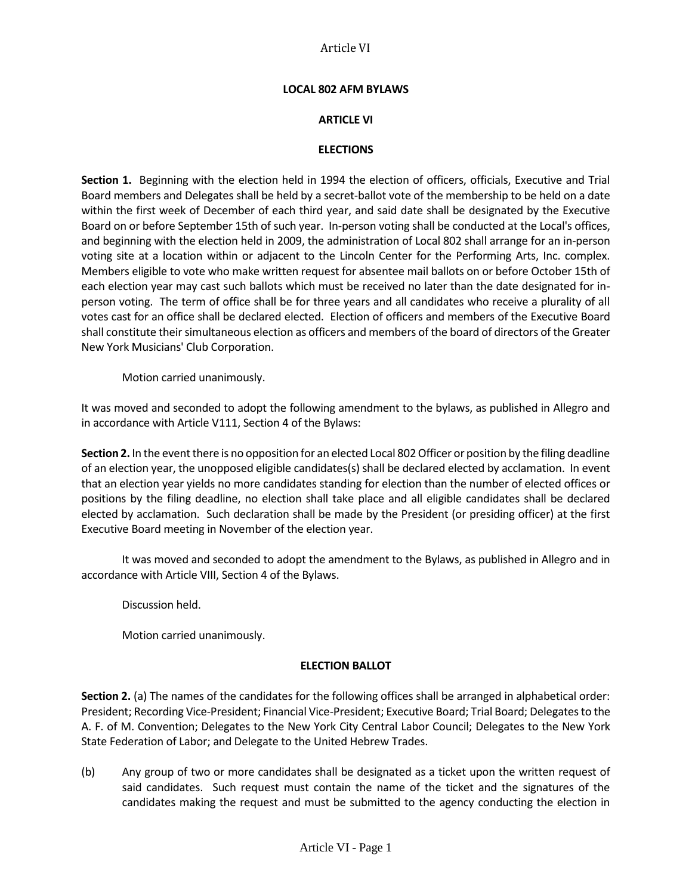# LOCAL 802 AFM BYLAWS

## ARTICLE VI

## ELECTIONS

**Section 1.** Beginning with the election held in 1994 the election of officers, officials, Executive and Trial Board members and Delegates shall be held by a secret-ballot vote of the membership to be held on a date within the first week of December of each third year, and said date shall be designated by the Executive Board on or before September 15th of such year. In-person voting shall be conducted at the Local's offices, and beginning with the election held in 2009, the administration of Local 802 shall arrange for an in-person voting site at a location within or adjacent to the Lincoln Center for the Performing Arts, Inc. complex. Members eligible to vote who make written request for absentee mail ballots on or before October 15th of each election year may cast such ballots which must be received no later than the date designated for in-person voting. The term of office shall be for three years and all candidates who receive a plurality of all votes cast for an office shall be declared elected. Election of officers and members of the Executive Board shall constitute their simultaneous election as officers and members of the board of directors of the Greater New York Musicians' Club Corporation.

Motion carried unanimously.

It was moved and seconded to adopt the following amendment to the bylaws, as published in Allegro and in accordance with Article V111, Section 4 of the Bylaws:

**Section 2.** In the event there is no opposition for an elected Local 802 Officer or position by the filing deadline of an election year, the unopposed eligible candidates(s) shall be declared elected by acclamation. In event that an election year yields no more candidates standing for election than the number of elected offices or positions by the filing deadline, no election shall take place and all eligible candidates shall be declared elected by acclamation. Such declaration shall be made by the President (or presiding officer) at the first Executive Board meeting in November of the election year.

It was moved and seconded to adopt the amendment to the Bylaws, as published in Allegro and in accordance with Article VIII, Section 4 of the Bylaws.

Discussion held.

Motion carried unanimously.

### ELECTION BALLOT

**Section 2.** (a) The names of the candidates for the following offices shall be arranged in alphabetical order: President; Recording Vice-President; Financial Vice-President; Executive Board; Trial Board; Delegates to the A. F. of M. Convention; Delegates to the New York City Central Labor Council; Delegates to the New York State Federation of Labor; and Delegate to the United Hebrew Trades.

(b) Any group of two or more candidates shall be designated as a ticket upon the written request of said candidates. Such request must contain the name of the ticket and the signatures of the candidates making the request and must be submitted to the agency conducting the election in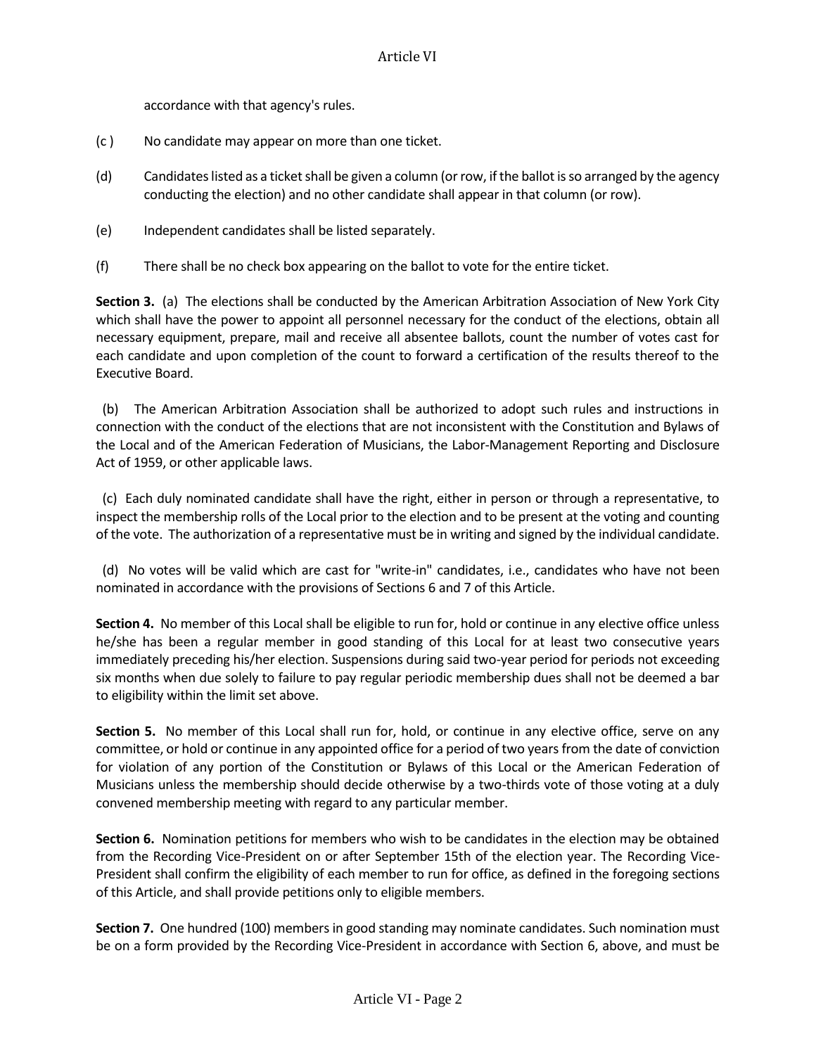accordance with that agency's rules.

(c ) No candidate may appear on more than one ticket.

(d) Candidates listed as a ticket shall be given a column (or row, if the ballot is so arranged by the agency conducting the election) and no other candidate shall appear in that column (or row).

(e) Independent candidates shall be listed separately.

(f) There shall be no check box appearing on the ballot to vote for the entire ticket.

**Section 3.** (a) The elections shall be conducted by the American Arbitration Association of New York City which shall have the power to appoint all personnel necessary for the conduct of the elections, obtain all necessary equipment, prepare, mail and receive all absentee ballots, count the number of votes cast for each candidate and upon completion of the count to forward a certification of the results thereof to the Executive Board.

(b) The American Arbitration Association shall be authorized to adopt such rules and instructions in connection with the conduct of the elections that are not inconsistent with the Constitution and Bylaws of the Local and of the American Federation of Musicians, the Labor-Management Reporting and Disclosure Act of 1959, or other applicable laws.

(c) Each duly nominated candidate shall have the right, either in person or through a representative, to inspect the membership rolls of the Local prior to the election and to be present at the voting and counting of the vote. The authorization of a representative must be in writing and signed by the individual candidate.

(d) No votes will be valid which are cast for "write-in" candidates, i.e., candidates who have not been nominated in accordance with the provisions of Sections 6 and 7 of this Article.

**Section 4.** No member of this Local shall be eligible to run for, hold or continue in any elective office unless he/she has been a regular member in good standing of this Local for at least two consecutive years immediately preceding his/her election. Suspensions during said two-year period for periods not exceeding six months when due solely to failure to pay regular periodic membership dues shall not be deemed a bar to eligibility within the limit set above.

**Section 5.** No member of this Local shall run for, hold, or continue in any elective office, serve on any committee, or hold or continue in any appointed office for a period of two years from the date of conviction for violation of any portion of the Constitution or Bylaws of this Local or the American Federation of Musicians unless the membership should decide otherwise by a two-thirds vote of those voting at a duly convened membership meeting with regard to any particular member.

**Section 6.** Nomination petitions for members who wish to be candidates in the election may be obtained from the Recording Vice-President on or after September 15th of the election year. The Recording Vice-President shall confirm the eligibility of each member to run for office, as defined in the foregoing sections of this Article, and shall provide petitions only to eligible members.

**Section 7.** One hundred (100) members in good standing may nominate candidates. Such nomination must be on a form provided by the Recording Vice-President in accordance with Section 6, above, and must be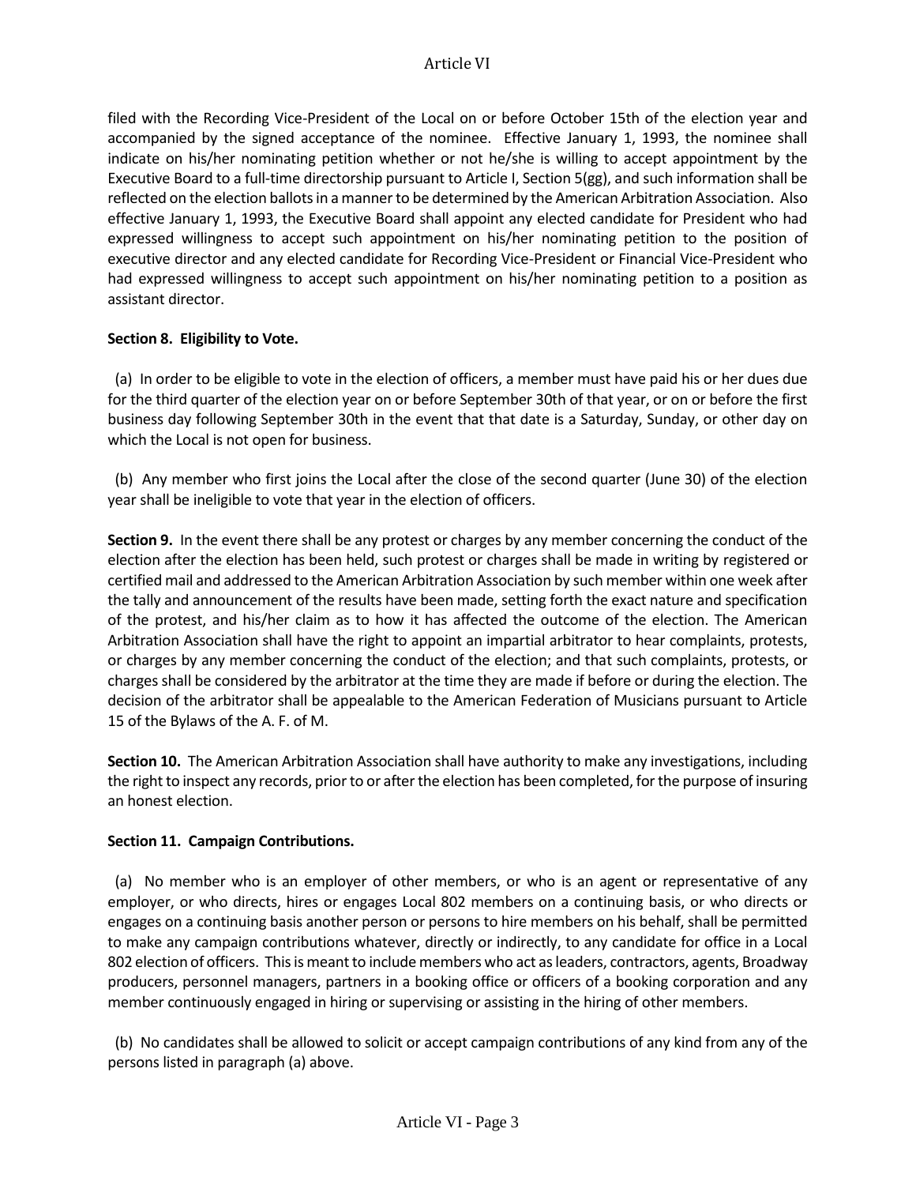filed with the Recording Vice-President of the Local on or before October 15th of the election year and accompanied by the signed acceptance of the nominee. Effective January 1, 1993, the nominee shall indicate on his/her nominating petition whether or not he/she is willing to accept appointment by the Executive Board to a full-time directorship pursuant to Article I, Section 5(gg), and such information shall be reflected on the election ballots in a manner to be determined by the American Arbitration Association. Also effective January 1, 1993, the Executive Board shall appoint any elected candidate for President who had expressed willingness to accept such appointment on his/her nominating petition to the position of executive director and any elected candidate for Recording Vice-President or Financial Vice-President who had expressed willingness to accept such appointment on his/her nominating petition to a position as assistant director.

**Section 8. Eligibility to Vote.**

(a) In order to be eligible to vote in the election of officers, a member must have paid his or her dues due for the third quarter of the election year on or before September 30th of that year, or on or before the first business day following September 30th in the event that that date is a Saturday, Sunday, or other day on which the Local is not open for business.

(b) Any member who first joins the Local after the close of the second quarter (June 30) of the election year shall be ineligible to vote that year in the election of officers.

**Section 9.** In the event there shall be any protest or charges by any member concerning the conduct of the election after the election has been held, such protest or charges shall be made in writing by registered or certified mail and addressed to the American Arbitration Association by such member within one week after the tally and announcement of the results have been made, setting forth the exact nature and specification of the protest, and his/her claim as to how it has affected the outcome of the election. The American Arbitration Association shall have the right to appoint an impartial arbitrator to hear complaints, protests, or charges by any member concerning the conduct of the election; and that such complaints, protests, or charges shall be considered by the arbitrator at the time they are made if before or during the election. The decision of the arbitrator shall be appealable to the American Federation of Musicians pursuant to Article 15 of the Bylaws of the A. F. of M.

**Section 10.** The American Arbitration Association shall have authority to make any investigations, including the right to inspect any records, prior to or after the election has been completed, for the purpose of insuring an honest election.

**Section 11. Campaign Contributions.**

(a) No member who is an employer of other members, or who is an agent or representative of any employer, or who directs, hires or engages Local 802 members on a continuing basis, or who directs or engages on a continuing basis another person or persons to hire members on his behalf, shall be permitted to make any campaign contributions whatever, directly or indirectly, to any candidate for office in a Local 802 election of officers. This is meant to include members who act as leaders, contractors, agents, Broadway producers, personnel managers, partners in a booking office or officers of a booking corporation and any member continuously engaged in hiring or supervising or assisting in the hiring of other members.

(b) No candidates shall be allowed to solicit or accept campaign contributions of any kind from any of the persons listed in paragraph (a) above.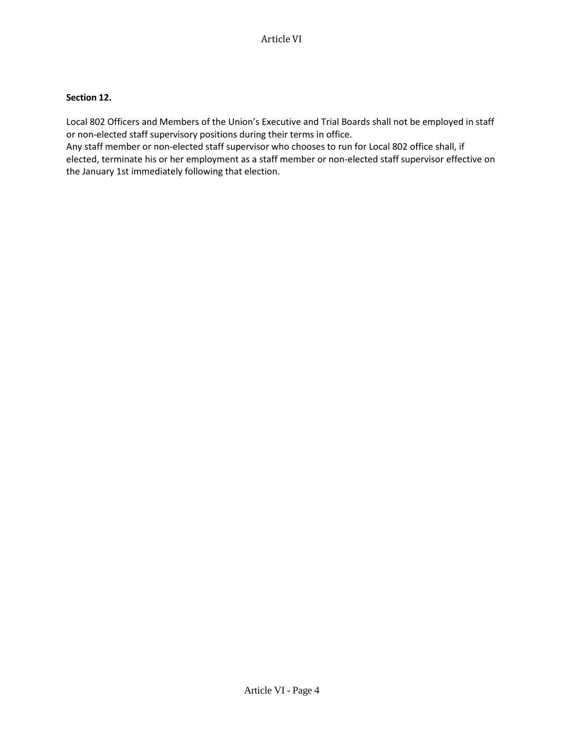**Section 12.**

Local 802 Officers and Members of the Union's Executive and Trial Boards shall not be employed in staff or non-elected staff supervisory positions during their terms in office.

Any staff member or non-elected staff supervisor who chooses to run for Local 802 office shall, if elected, terminate his or her employment as a staff member or non-elected staff supervisor effective on the January 1st immediately following that election.